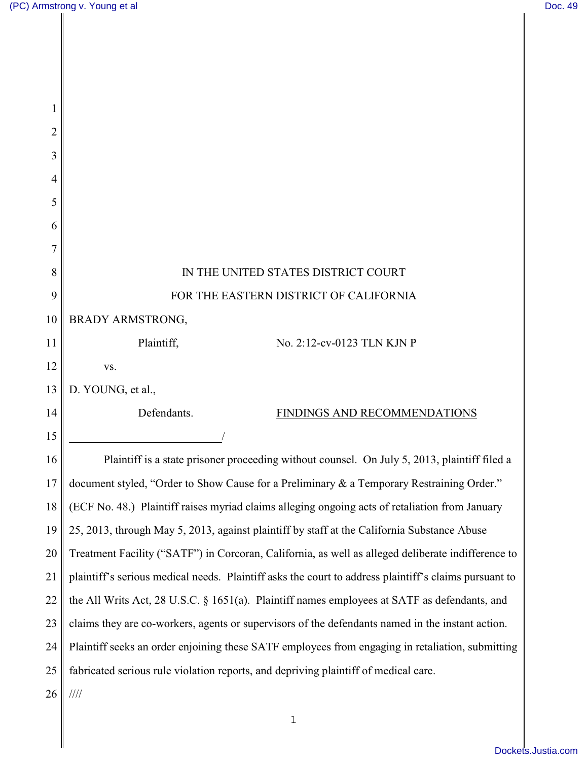IN THE UNITED STATES DISTRICT COURT

FOR THE EASTERN DISTRICT OF CALIFORNIA

BRADY ARMSTRONG,

Plaintiff,

No. 2:12-cv-0123 TLN KJN P

vs.

D. YOUNG, et al.,

Defendants.

FINDINGS AND RECOMMENDATIONS

______________________________/

Plaintiff is a state prisoner proceeding without counsel. On July 5, 2013, plaintiff filed a document styled, "Order to Show Cause for a Preliminary & a Temporary Restraining Order." (ECF No. 48.) Plaintiff raises myriad claims alleging ongoing acts of retaliation from January 25, 2013, through May 5, 2013, against plaintiff by staff at the California Substance Abuse Treatment Facility ("SATF") in Corcoran, California, as well as alleged deliberate indifference to plaintiff's serious medical needs. Plaintiff asks the court to address plaintiff's claims pursuant to the All Writs Act, 28 U.S.C. § 1651(a). Plaintiff names employees at SATF as defendants, and claims they are co-workers, agents or supervisors of the defendants named in the instant action. Plaintiff seeks an order enjoining these SATF employees from engaging in retaliation, submitting fabricated serious rule violation reports, and depriving plaintiff of medical care.

////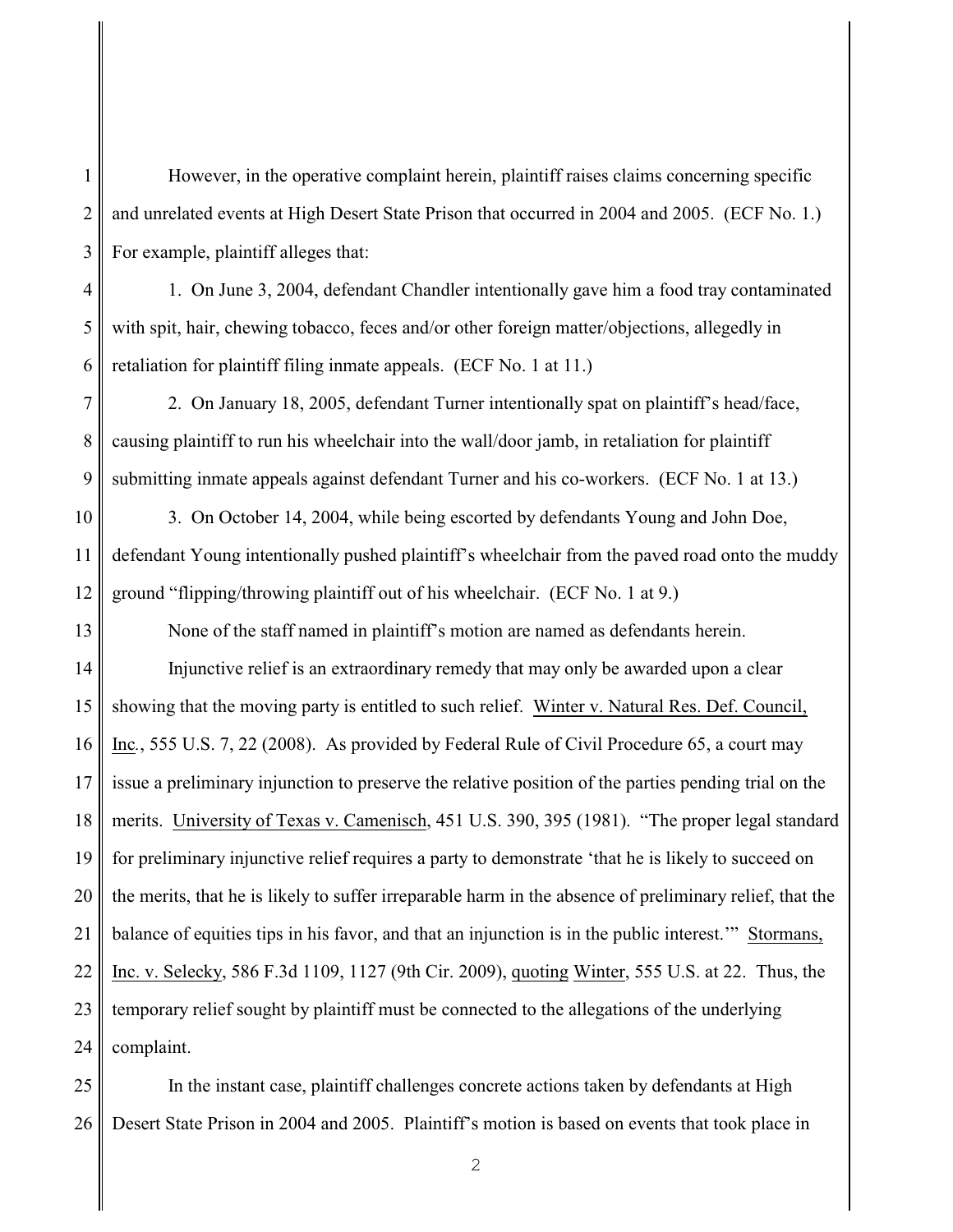However, in the operative complaint herein, plaintiff raises claims concerning specific and unrelated events at High Desert State Prison that occurred in 2004 and 2005. (ECF No. 1.) For example, plaintiff alleges that:

1. On June 3, 2004, defendant Chandler intentionally gave him a food tray contaminated with spit, hair, chewing tobacco, feces and/or other foreign matter/objections, allegedly in retaliation for plaintiff filing inmate appeals. (ECF No. 1 at 11.)

2. On January 18, 2005, defendant Turner intentionally spat on plaintiff's head/face, causing plaintiff to run his wheelchair into the wall/door jamb, in retaliation for plaintiff submitting inmate appeals against defendant Turner and his co-workers. (ECF No. 1 at 13.)

3. On October 14, 2004, while being escorted by defendants Young and John Doe, defendant Young intentionally pushed plaintiff's wheelchair from the paved road onto the muddy ground "flipping/throwing plaintiff out of his wheelchair. (ECF No. 1 at 9.)

None of the staff named in plaintiff's motion are named as defendants herein.

Injunctive relief is an extraordinary remedy that may only be awarded upon a clear showing that the moving party is entitled to such relief. Winter v. Natural Res. Def. Council, Inc., 555 U.S. 7, 22 (2008). As provided by Federal Rule of Civil Procedure 65, a court may issue a preliminary injunction to preserve the relative position of the parties pending trial on the merits. University of Texas v. Camenisch, 451 U.S. 390, 395 (1981). "The proper legal standard for preliminary injunctive relief requires a party to demonstrate 'that he is likely to succeed on the merits, that he is likely to suffer irreparable harm in the absence of preliminary relief, that the balance of equities tips in his favor, and that an injunction is in the public interest.'" Stormans, Inc. v. Selecky, 586 F.3d 1109, 1127 (9th Cir. 2009), quoting Winter, 555 U.S. at 22. Thus, the temporary relief sought by plaintiff must be connected to the allegations of the underlying complaint.

In the instant case, plaintiff challenges concrete actions taken by defendants at High Desert State Prison in 2004 and 2005. Plaintiff's motion is based on events that took place in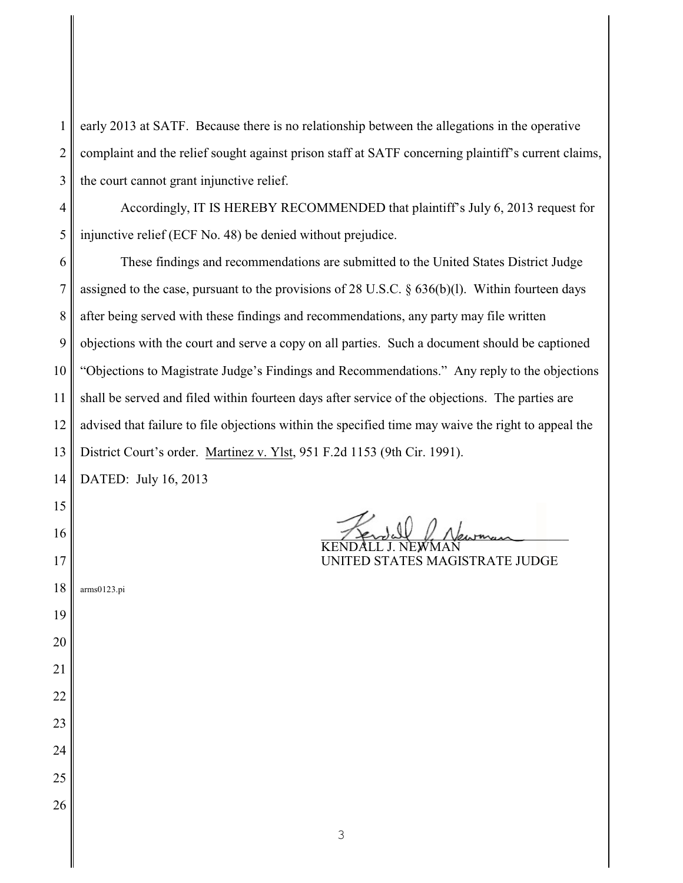early 2013 at SATF. Because there is no relationship between the allegations in the operative complaint and the relief sought against prison staff at SATF concerning plaintiff's current claims, the court cannot grant injunctive relief.

Accordingly, IT IS HEREBY RECOMMENDED that plaintiff's July 6, 2013 request for injunctive relief (ECF No. 48) be denied without prejudice.

These findings and recommendations are submitted to the United States District Judge assigned to the case, pursuant to the provisions of 28 U.S.C. § 636(b)(l). Within fourteen days after being served with these findings and recommendations, any party may file written objections with the court and serve a copy on all parties. Such a document should be captioned "Objections to Magistrate Judge's Findings and Recommendations." Any reply to the objections shall be served and filed within fourteen days after service of the objections. The parties are advised that failure to file objections within the specified time may waive the right to appeal the District Court's order. Martinez v. Ylst, 951 F.2d 1153 (9th Cir. 1991).

DATED: July 16, 2013

KENDALL J. NEWMAN
UNITED STATES MAGISTRATE JUDGE

arms0123.pi